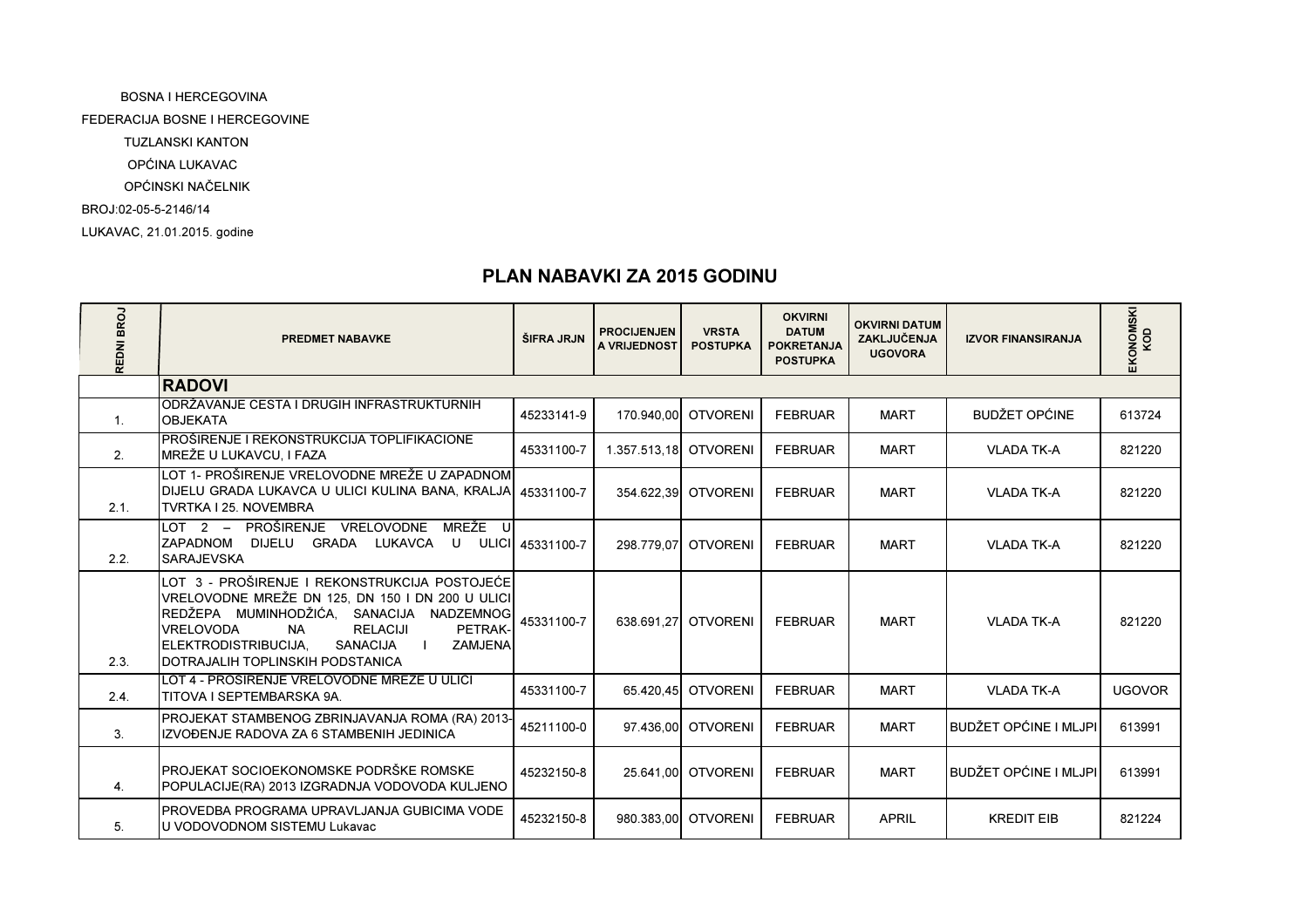BOSNA I HERCEGOVINA

FEDERACIJA BOSNE I HERCEGOVINE

TUZLANSKI KANTON

OPĆINA LUKAVAC

OPĆINSKI NAČELNIK

BROJ:02-05-5-2146/14

LUKAVAC, 21.01.2015. godine

# PLAN NABAVKI ZA 2015 GODINU

| REDNI BROJ | PREDMET NABAVKE | ŠIFRA JRJN | PROCIJENJENA VRIJEDNOST | VRSTA POSTUPKA | OKVIRNI DATUM POKRETANJA POSTUPKA | OKVIRNI DATUM ZAKLJUČENJA UGOVORA | IZVOR FINANSIRANJA | EKONOMSKI KOD |
|---|---|---|---|---|---|---|---|---|
| | **RADOVI** | | | | | | | |
| 1. | ODRŽAVANJE CESTA I DRUGIH INFRASTRUKTURNIH OBJEKATA | 45233141-9 | 170.940,00 | OTVORENI | FEBRUAR | MART | BUDŽET OPĆINE | 613724 |
| 2. | PROŠIRENJE I REKONSTRUKCIJA TOPLIFIKACIONE MREŽE U LUKAVCU, I FAZA | 45331100-7 | 1.357.513,18 | OTVORENI | FEBRUAR | MART | VLADA TK-A | 821220 |
| 2.1. | LOT 1- PROŠIRENJE VRELOVODNE MREŽE U ZAPADNOM DIJELU GRADA LUKAVCA U ULICI KULINA BANA, KRALJA TVRTKA I 25. NOVEMBRA | 45331100-7 | 354.622,39 | OTVORENI | FEBRUAR | MART | VLADA TK-A | 821220 |
| 2.2. | LOT 2 – PROŠIRENJE VRELOVODNE MREŽE U ZAPADNOM DIJELU GRADA LUKAVCA U ULICI SARAJEVSKA | 45331100-7 | 298.779,07 | OTVORENI | FEBRUAR | MART | VLADA TK-A | 821220 |
| 2.3. | LOT 3 - PROŠIRENJE I REKONSTRUKCIJA POSTOJEĆE VRELOVODNE MREŽE DN 125, DN 150 I DN 200 U ULICI REDŽEPA MUMINHODŽIĆA, SANACIJA NADZEMNOG VRELOVODA NA RELACIJI PETRAK-ELEKTRODISTRIBUCIJA, SANACIJA I ZAMJENA DOTRAJALIH TOPLINSKIH PODSTANICA | 45331100-7 | 638.691,27 | OTVORENI | FEBRUAR | MART | VLADA TK-A | 821220 |
| 2.4. | LOT 4 - PROŠIRENJE VRELOVODNE MREŽE U ULICI TITOVA I SEPTEMBARSKA 9A. | 45331100-7 | 65.420,45 | OTVORENI | FEBRUAR | MART | VLADA TK-A | UGOVOR |
| 3. | PROJEKAT STAMBENOG ZBRINJAVANJA ROMA (RA) 2013-IZVOĐENJE RADOVA ZA 6 STAMBENIH JEDINICA | 45211100-0 | 97.436,00 | OTVORENI | FEBRUAR | MART | BUDŽET OPĆINE I MLJPI | 613991 |
| 4. | PROJEKAT SOCIOEKONOMSKE PODRŠKE ROMSKE POPULACIJE(RA) 2013 IZGRADNJA VODOVODA KULJENO | 45232150-8 | 25.641,00 | OTVORENI | FEBRUAR | MART | BUDŽET OPĆINE I MLJPI | 613991 |
| 5. | PROVEDBA PROGRAMA UPRAVLJANJA GUBICIMA VODE U VODOVODNOM SISTEMU Lukavac | 45232150-8 | 980.383,00 | OTVORENI | FEBRUAR | APRIL | KREDIT EIB | 821224 |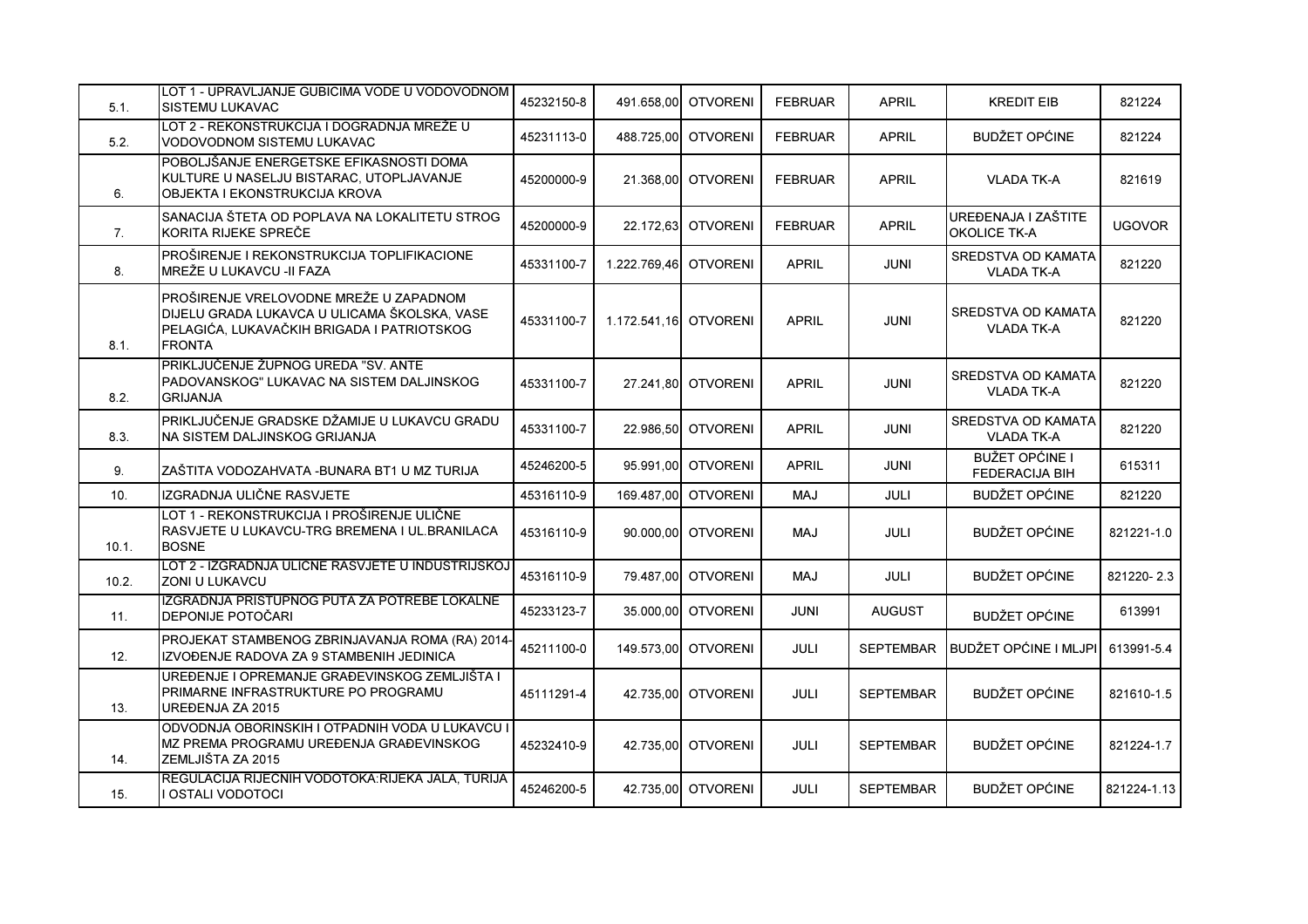| | | | | | | | | |
|---|---|---|---|---|---|---|---|---|
| 5.1. | LOT 1 - UPRAVLJANJE GUBICIMA VODE U VODOVODNOM SISTEMU LUKAVAC | 45232150-8 | 491.658,00 | OTVORENI | FEBRUAR | APRIL | KREDIT EIB | 821224 |
| 5.2. | LOT 2 - REKONSTRUKCIJA I DOGRADNJA MREŽE U VODOVODNOM SISTEMU LUKAVAC | 45231113-0 | 488.725,00 | OTVORENI | FEBRUAR | APRIL | BUDŽET OPĆINE | 821224 |
| 6. | POBOLJŠANJE ENERGETSKE EFIKASNOSTI DOMA KULTURE U NASELJU BISTARAC, UTOPLJAVANJE OBJEKTA I EKONSTRUKCIJA KROVA | 45200000-9 | 21.368,00 | OTVORENI | FEBRUAR | APRIL | VLADA TK-A | 821619 |
| 7. | SANACIJA ŠTETA OD POPLAVA NA LOKALITETU STROG KORITA RIJEKE SPREČE | 45200000-9 | 22.172,63 | OTVORENI | FEBRUAR | APRIL | UREĐENAJA I ZAŠTITE OKOLICE TK-A | UGOVOR |
| 8. | PROŠIRENJE I REKONSTRUKCIJA TOPLIFIKACIONE MREŽE U LUKAVCU -II FAZA | 45331100-7 | 1.222.769,46 | OTVORENI | APRIL | JUNI | SREDSTVA OD KAMATA VLADA TK-A | 821220 |
| 8.1. | PROŠIRENJE VRELOVODNE MREŽE U ZAPADNOM DIJELU GRADA LUKAVCA U ULICAMA ŠKOLSKA, VASE PELAGIĆA, LUKAVAČKIH BRIGADA I PATRIOTSKOG FRONTA | 45331100-7 | 1.172.541,16 | OTVORENI | APRIL | JUNI | SREDSTVA OD KAMATA VLADA TK-A | 821220 |
| 8.2. | PRIKLJUČENJE ŽUPNOG UREDA "SV. ANTE PADOVANSKOG" LUKAVAC NA SISTEM DALJINSKOG GRIJANJA | 45331100-7 | 27.241,80 | OTVORENI | APRIL | JUNI | SREDSTVA OD KAMATA VLADA TK-A | 821220 |
| 8.3. | PRIKLJUČENJE GRADSKE DŽAMIJE U LUKAVCU GRADU NA SISTEM DALJINSKOG GRIJANJA | 45331100-7 | 22.986,50 | OTVORENI | APRIL | JUNI | SREDSTVA OD KAMATA VLADA TK-A | 821220 |
| 9. | ZAŠTITA VODOZAHVATA -BUNARA BT1 U MZ TURIJA | 45246200-5 | 95.991,00 | OTVORENI | APRIL | JUNI | BUŽET OPĆINE I FEDERACIJA BIH | 615311 |
| 10. | IZGRADNJA ULIČNE RASVJETE | 45316110-9 | 169.487,00 | OTVORENI | MAJ | JULI | BUDŽET OPĆINE | 821220 |
| 10.1. | LOT 1 - REKONSTRUKCIJA I PROŠIRENJE ULIČNE RASVJETE U LUKAVCU-TRG BREMENA I UL.BRANILACA BOSNE | 45316110-9 | 90.000,00 | OTVORENI | MAJ | JULI | BUDŽET OPĆINE | 821221-1.0 |
| 10.2. | LOT 2 - IZGRADNJA ULIČNE RASVJETE U INDUSTRIJSKOJ ZONI U LUKAVCU | 45316110-9 | 79.487,00 | OTVORENI | MAJ | JULI | BUDŽET OPĆINE | 821220- 2.3 |
| 11. | IZGRADNJA PRISTUPNOG PUTA ZA POTREBE LOKALNE DEPONIJE POTOČARI | 45233123-7 | 35.000,00 | OTVORENI | JUNI | AUGUST | BUDŽET OPĆINE | 613991 |
| 12. | PROJEKAT STAMBENOG ZBRINJAVANJA ROMA (RA) 2014-IZVOĐENJE RADOVA ZA 9 STAMBENIH JEDINICA | 45211100-0 | 149.573,00 | OTVORENI | JULI | SEPTEMBAR | BUDŽET OPĆINE I MLJPI | 613991-5.4 |
| 13. | UREĐENJE I OPREMANJE GRAĐEVINSKOG ZEMLJIŠTA I PRIMARNE INFRASTRUKTURE PO PROGRAMU UREĐENJA ZA 2015 | 45111291-4 | 42.735,00 | OTVORENI | JULI | SEPTEMBAR | BUDŽET OPĆINE | 821610-1.5 |
| 14. | ODVODNJA OBORINSKIH I OTPADNIH VODA U LUKAVCU I MZ PREMA PROGRAMU UREĐENJA GRAĐEVINSKOG ZEMLJIŠTA ZA 2015 | 45232410-9 | 42.735,00 | OTVORENI | JULI | SEPTEMBAR | BUDŽET OPĆINE | 821224-1.7 |
| 15. | REGULACIJA RIJEČNIH VODOTOKA:RIJEKA JALA, TURIJA I OSTALI VODOTOCI | 45246200-5 | 42.735,00 | OTVORENI | JULI | SEPTEMBAR | BUDŽET OPĆINE | 821224-1.13 |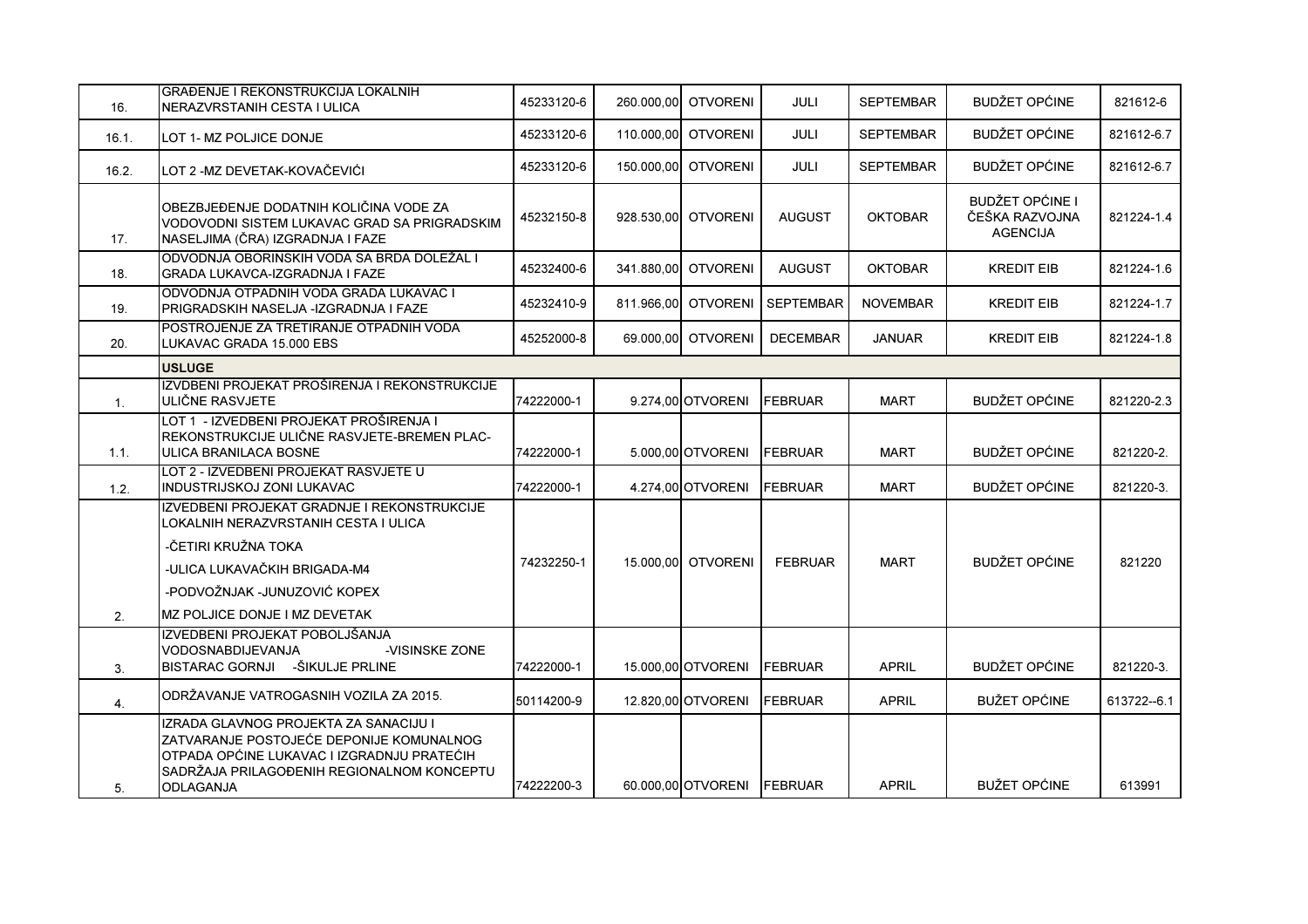| 16. | GRAĐENJE I REKONSTRUKCIJA LOKALNIH NERAZVRSTANIH CESTA I ULICA | 45233120-6 | 260.000,00 | OTVORENI | JULI | SEPTEMBAR | BUDŽET OPĆINE | 821612-6 |
|---|---|---|---|---|---|---|---|---|
| 16.1. | LOT 1- MZ POLJICE DONJE | 45233120-6 | 110.000,00 | OTVORENI | JULI | SEPTEMBAR | BUDŽET OPĆINE | 821612-6.7 |
| 16.2. | LOT 2 -MZ DEVETAK-KOVAČEVIĆI | 45233120-6 | 150.000,00 | OTVORENI | JULI | SEPTEMBAR | BUDŽET OPĆINE | 821612-6.7 |
| 17. | OBEZBJEĐENJE DODATNIH KOLIČINA VODE ZA VODOVODNI SISTEM LUKAVAC GRAD SA PRIGRADSKIM NASELJIMA (ČRA) IZGRADNJA I FAZE | 45232150-8 | 928.530,00 | OTVORENI | AUGUST | OKTOBAR | BUDŽET OPĆINE I ČEŠKA RAZVOJNA AGENCIJA | 821224-1.4 |
| 18. | ODVODNJA OBORINSKIH VODA SA BRDA DOLEŽAL I GRADA LUKAVCA-IZGRADNJA I FAZE | 45232400-6 | 341.880,00 | OTVORENI | AUGUST | OKTOBAR | KREDIT EIB | 821224-1.6 |
| 19. | ODVODNJA OTPADNIH VODA GRADA LUKAVAC I PRIGRADSKIH NASELJA -IZGRADNJA I FAZE | 45232410-9 | 811.966,00 | OTVORENI | SEPTEMBAR | NOVEMBAR | KREDIT EIB | 821224-1.7 |
| 20. | POSTROJENJE ZA TRETIRANJE OTPADNIH VODA LUKAVAC GRADA 15.000 EBS | 45252000-8 | 69.000,00 | OTVORENI | DECEMBAR | JANUAR | KREDIT EIB | 821224-1.8 |
| | **USLUGE** | | | | | | | |
| 1. | IZVDBENI PROJEKAT PROŠIRENJA I REKONSTRUKCIJE ULIČNE RASVJETE | 74222000-1 | 9.274,00 | OTVORENI | FEBRUAR | MART | BUDŽET OPĆINE | 821220-2.3 |
| 1.1. | LOT 1 - IZVEDBENI PROJEKAT PROŠIRENJA I REKONSTRUKCIJE ULIČNE RASVJETE-BREMEN PLAC-ULICA BRANILACA BOSNE | 74222000-1 | 5.000,00 | OTVORENI | FEBRUAR | MART | BUDŽET OPĆINE | 821220-2. |
| 1.2. | LOT 2 - IZVEDBENI PROJEKAT RASVJETE U INDUSTRIJSKOJ ZONI LUKAVAC | 74222000-1 | 4.274,00 | OTVORENI | FEBRUAR | MART | BUDŽET OPĆINE | 821220-3. |
| 2. | IZVEDBENI PROJEKAT GRADNJE I REKONSTRUKCIJE LOKALNIH NERAZVRSTANIH CESTA I ULICA<br>-ČETIRI KRUŽNA TOKA<br>-ULICA LUKAVAČKIH BRIGADA-M4<br>-PODVOŽNJAK -JUNUZOVIĆ KOPEX<br>MZ POLJICE DONJE I MZ DEVETAK | 74232250-1 | 15.000,00 | OTVORENI | FEBRUAR | MART | BUDŽET OPĆINE | 821220 |
| 3. | IZVEDBENI PROJEKAT POBOLJŠANJA VODOSNABDIJEVANJA -VISINSKE ZONE BISTARAC GORNJI -ŠIKULJE PRLINE | 74222000-1 | 15.000,00 | OTVORENI | FEBRUAR | APRIL | BUDŽET OPĆINE | 821220-3. |
| 4. | ODRŽAVANJE VATROGASNIH VOZILA ZA 2015. | 50114200-9 | 12.820,00 | OTVORENI | FEBRUAR | APRIL | BUŽET OPĆINE | 613722--6.1 |
| 5. | IZRADA GLAVNOG PROJEKTA ZA SANACIJU I ZATVARANJE POSTOJEĆE DEPONIJE KOMUNALNOG OTPADA OPĆINE LUKAVAC I IZGRADNJU PRATEĆIH SADRŽAJA PRILAGOĐENIH REGIONALNOM KONCEPTU ODLAGANJA | 74222200-3 | 60.000,00 | OTVORENI | FEBRUAR | APRIL | BUŽET OPĆINE | 613991 |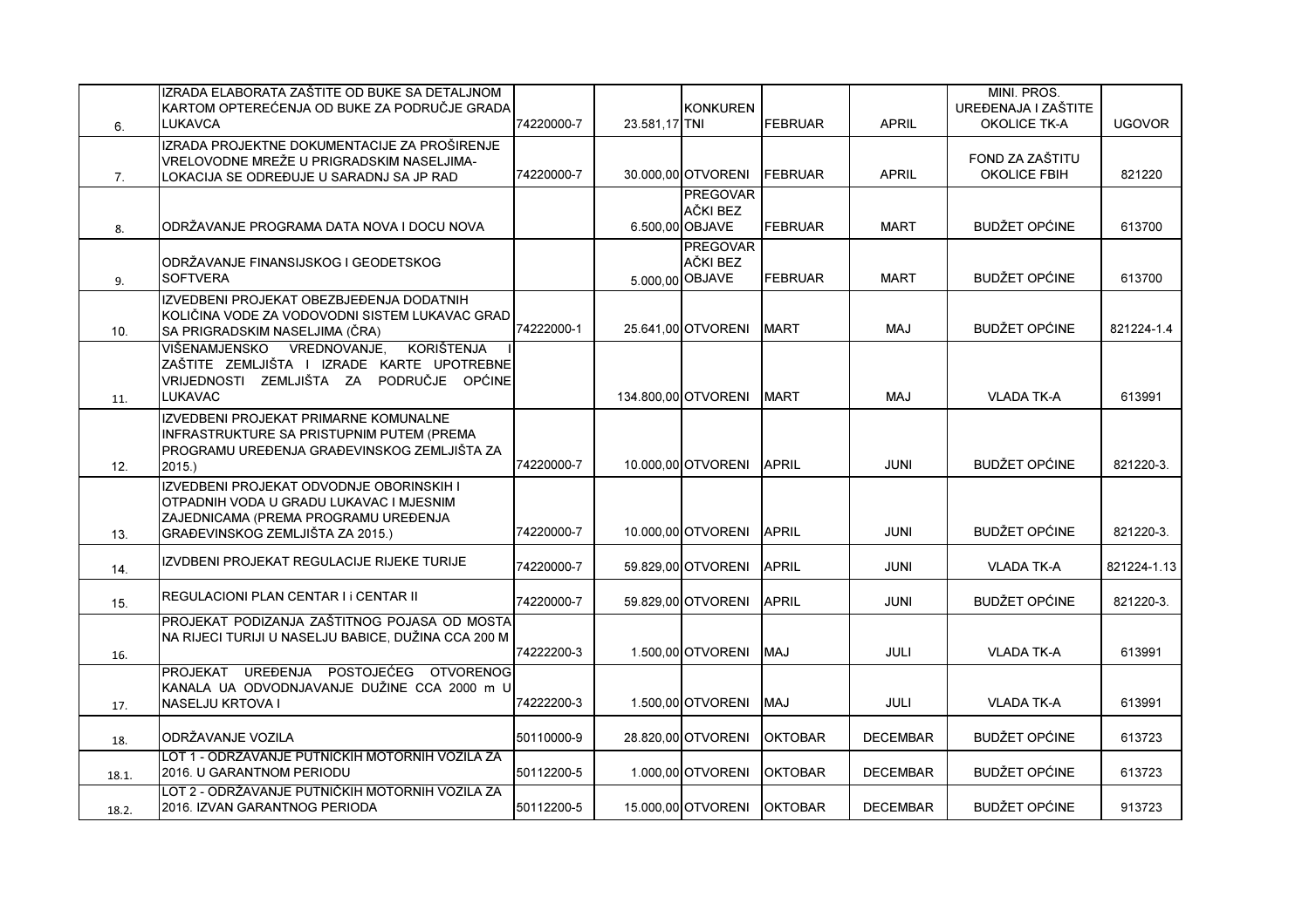| | | | | | | | | |
|---|---|---|---|---|---|---|---|---|
| 6. | IZRADA ELABORATA ZAŠTITE OD BUKE SA DETALJNOM KARTOM OPTEREĆENJA OD BUKE ZA PODRUČJE GRADA LUKAVCA | 74220000-7 | 23.581,17 | KONKURENTNI | FEBRUAR | APRIL | MINI. PROS. UREĐENAJA I ZAŠTITE OKOLICE TK-A | UGOVOR |
| 7. | IZRADA PROJEKTNE DOKUMENTACIJE ZA PROŠIRENJE VRELOVODNE MREŽE U PRIGRADSKIM NASELJIMA-LOKACIJA SE ODREĐUJE U SARADNJ SA JP RAD | 74220000-7 | 30.000,00 | OTVORENI | FEBRUAR | APRIL | FOND ZA ZAŠTITU OKOLICE FBIH | 821220 |
| 8. | ODRŽAVANJE PROGRAMA DATA NOVA I DOCU NOVA | | 6.500,00 | PREGOVARAČKI BEZ OBJAVE | FEBRUAR | MART | BUDŽET OPĆINE | 613700 |
| 9. | ODRŽAVANJE FINANSIJSKOG I GEODETSKOG SOFTVERA | | 5.000,00 | PREGOVARAČKI BEZ OBJAVE | FEBRUAR | MART | BUDŽET OPĆINE | 613700 |
| 10. | IZVEDBENI PROJEKAT OBEZBJEĐENJA DODATNIH KOLIČINA VODE ZA VODOVODNI SISTEM LUKAVAC GRAD SA PRIGRADSKIM NASELJIMA (ČRA) | 74222000-1 | 25.641,00 | OTVORENI | MART | MAJ | BUDŽET OPĆINE | 821224-1.4 |
| 11. | VIŠENAMJENSKO VREDNOVANJE, KORIŠTENJA I ZAŠTITE ZEMLJIŠTA I IZRADE KARTE UPOTREBNE VRIJEDNOSTI ZEMLJIŠTA ZA PODRUČJE OPĆINE LUKAVAC | | 134.800,00 | OTVORENI | MART | MAJ | VLADA TK-A | 613991 |
| 12. | IZVEDBENI PROJEKAT PRIMARNE KOMUNALNE INFRASTRUKTURE SA PRISTUPNIM PUTEM (PREMA PROGRAMU UREĐENJA GRAĐEVINSKOG ZEMLJIŠTA ZA 2015.) | 74220000-7 | 10.000,00 | OTVORENI | APRIL | JUNI | BUDŽET OPĆINE | 821220-3. |
| 13. | IZVEDBENI PROJEKAT ODVODNJE OBORINSKIH I OTPADNIH VODA U GRADU LUKAVAC I MJESNIM ZAJEDNICAMA (PREMA PROGRAMU UREĐENJA GRAĐEVINSKOG ZEMLJIŠTA ZA 2015.) | 74220000-7 | 10.000,00 | OTVORENI | APRIL | JUNI | BUDŽET OPĆINE | 821220-3. |
| 14. | IZVDBENI PROJEKAT REGULACIJE RIJEKE TURIJE | 74220000-7 | 59.829,00 | OTVORENI | APRIL | JUNI | VLADA TK-A | 821224-1.13 |
| 15. | REGULACIONI PLAN CENTAR I i CENTAR II | 74220000-7 | 59.829,00 | OTVORENI | APRIL | JUNI | BUDŽET OPĆINE | 821220-3. |
| 16. | PROJEKAT PODIZANJA ZAŠTITNOG POJASA OD MOSTA NA RIJECI TURIJI U NASELJU BABICE, DUŽINA CCA 200 M | 74222200-3 | 1.500,00 | OTVORENI | MAJ | JULI | VLADA TK-A | 613991 |
| 17. | PROJEKAT UREĐENJA POSTOJEĆEG OTVORENOG KANALA UA ODVODNJAVANJE DUŽINE CCA 2000 m U NASELJU KRTOVA I | 74222200-3 | 1.500,00 | OTVORENI | MAJ | JULI | VLADA TK-A | 613991 |
| 18. | ODRŽAVANJE VOZILA | 50110000-9 | 28.820,00 | OTVORENI | OKTOBAR | DECEMBAR | BUDŽET OPĆINE | 613723 |
| 18.1. | LOT 1 - ODRŽAVANJE PUTNIČKIH MOTORNIH VOZILA ZA 2016. U GARANTNOM PERIODU | 50112200-5 | 1.000,00 | OTVORENI | OKTOBAR | DECEMBAR | BUDŽET OPĆINE | 613723 |
| 18.2. | LOT 2 - ODRŽAVANJE PUTNIČKIH MOTORNIH VOZILA ZA 2016. IZVAN GARANTNOG PERIODA | 50112200-5 | 15.000,00 | OTVORENI | OKTOBAR | DECEMBAR | BUDŽET OPĆINE | 913723 |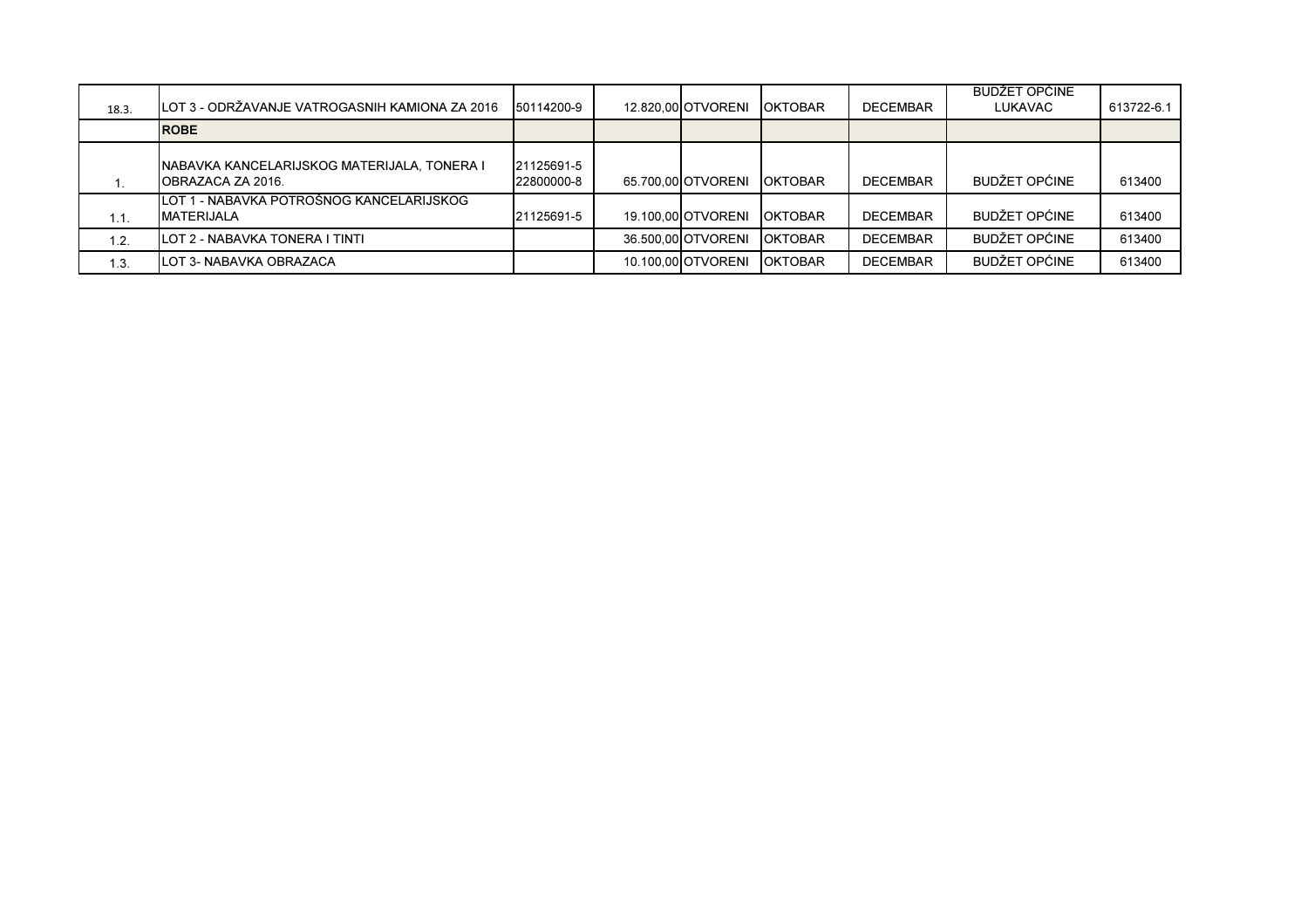| | | | | | | | | |
|---|---|---|---|---|---|---|---|---|
| 18.3. | LOT 3 - ODRŽAVANJE VATROGASNIH KAMIONA ZA 2016 | 50114200-9 | 12.820,00 | OTVORENI | OKTOBAR | DECEMBAR | BUDŽET OPĆINE LUKAVAC | 613722-6.1 |
| | **ROBE** | | | | | | | |
| 1. | NABAVKA KANCELARIJSKOG MATERIJALA, TONERA I OBRAZACA ZA 2016. | 21125691-5 22800000-8 | 65.700,00 | OTVORENI | OKTOBAR | DECEMBAR | BUDŽET OPĆINE | 613400 |
| 1.1. | LOT 1 - NABAVKA POTROŠNOG KANCELARIJSKOG MATERIJALA | 21125691-5 | 19.100,00 | OTVORENI | OKTOBAR | DECEMBAR | BUDŽET OPĆINE | 613400 |
| 1.2. | LOT 2 - NABAVKA TONERA I TINTI | | 36.500,00 | OTVORENI | OKTOBAR | DECEMBAR | BUDŽET OPĆINE | 613400 |
| 1.3. | LOT 3- NABAVKA OBRAZACA | | 10.100,00 | OTVORENI | OKTOBAR | DECEMBAR | BUDŽET OPĆINE | 613400 |